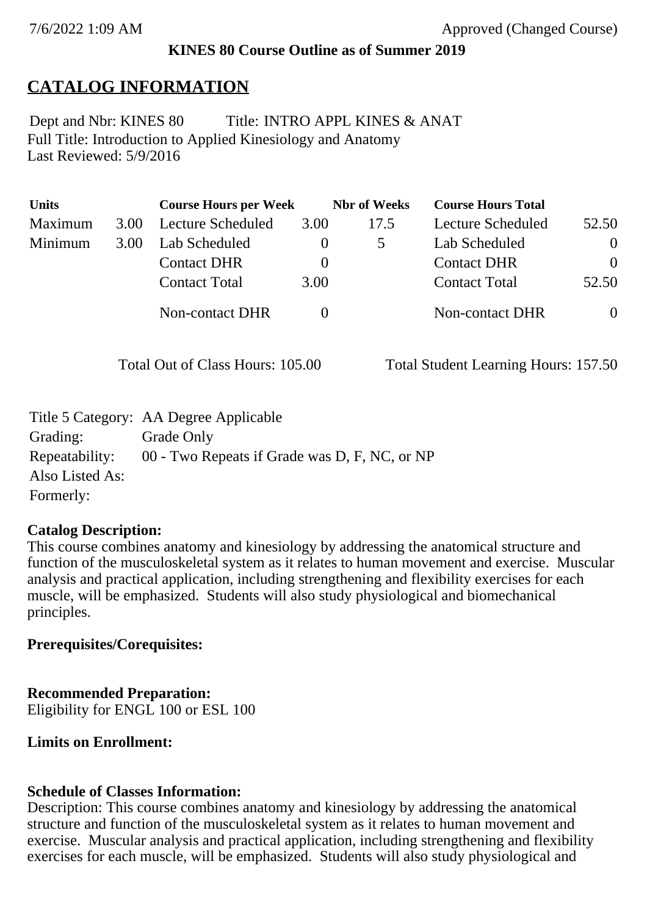7/6/2022 1:09 AM Approved (Changed Course)

**KINES 80 Course Outline as of Summer 2019**

# CATALOG INFORMATION

Dept and Nbr: KINES 80 Title: INTRO APPL KINES & ANAT
Full Title: Introduction to Applied Kinesiology and Anatomy
Last Reviewed: 5/9/2016

| Units | | Course Hours per Week | | Nbr of Weeks | Course Hours Total | |
|---|---|---|---|---|---|---|
| Maximum | 3.00 | Lecture Scheduled | 3.00 | 17.5 | Lecture Scheduled | 52.50 |
| Minimum | 3.00 | Lab Scheduled | 0 | 5 | Lab Scheduled | 0 |
| | | Contact DHR | 0 | | Contact DHR | 0 |
| | | Contact Total | 3.00 | | Contact Total | 52.50 |
| | | Non-contact DHR | 0 | | Non-contact DHR | 0 |

Total Out of Class Hours: 105.00 Total Student Learning Hours: 157.50

Title 5 Category: AA Degree Applicable
Grading: Grade Only
Repeatability: 00 - Two Repeats if Grade was D, F, NC, or NP
Also Listed As:
Formerly:

**Catalog Description:**
This course combines anatomy and kinesiology by addressing the anatomical structure and function of the musculoskeletal system as it relates to human movement and exercise. Muscular analysis and practical application, including strengthening and flexibility exercises for each muscle, will be emphasized. Students will also study physiological and biomechanical principles.

**Prerequisites/Corequisites:**

**Recommended Preparation:**
Eligibility for ENGL 100 or ESL 100

**Limits on Enrollment:**

**Schedule of Classes Information:**
Description: This course combines anatomy and kinesiology by addressing the anatomical structure and function of the musculoskeletal system as it relates to human movement and exercise. Muscular analysis and practical application, including strengthening and flexibility exercises for each muscle, will be emphasized. Students will also study physiological and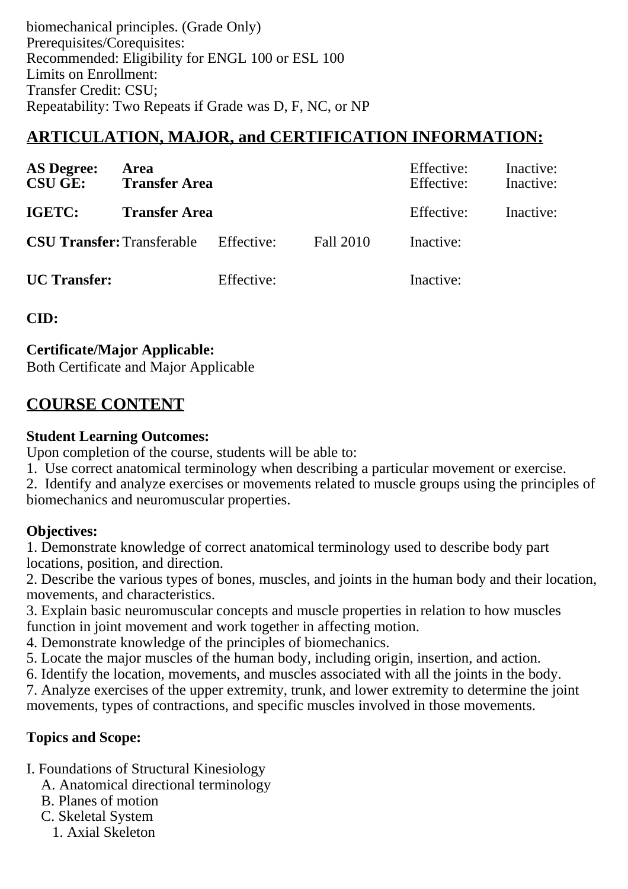biomechanical principles. (Grade Only)
Prerequisites/Corequisites:
Recommended: Eligibility for ENGL 100 or ESL 100
Limits on Enrollment:
Transfer Credit: CSU;
Repeatability: Two Repeats if Grade was D, F, NC, or NP

## ARTICULATION, MAJOR, and CERTIFICATION INFORMATION:

| | | | | | |
|---|---|---|---|---|---|
| **AS Degree:** | **Area** | | | Effective: | Inactive: |
| **CSU GE:** | **Transfer Area** | | | Effective: | Inactive: |
| **IGETC:** | **Transfer Area** | | | Effective: | Inactive: |
| **CSU Transfer:** | Transferable | Effective: | Fall 2010 | Inactive: | |
| **UC Transfer:** | | Effective: | | Inactive: | |

**CID:**

**Certificate/Major Applicable:**
Both Certificate and Major Applicable

## COURSE CONTENT

**Student Learning Outcomes:**
Upon completion of the course, students will be able to:
1. Use correct anatomical terminology when describing a particular movement or exercise.
2. Identify and analyze exercises or movements related to muscle groups using the principles of biomechanics and neuromuscular properties.

**Objectives:**
1. Demonstrate knowledge of correct anatomical terminology used to describe body part locations, position, and direction.
2. Describe the various types of bones, muscles, and joints in the human body and their location, movements, and characteristics.
3. Explain basic neuromuscular concepts and muscle properties in relation to how muscles function in joint movement and work together in affecting motion.
4. Demonstrate knowledge of the principles of biomechanics.
5. Locate the major muscles of the human body, including origin, insertion, and action.
6. Identify the location, movements, and muscles associated with all the joints in the body.
7. Analyze exercises of the upper extremity, trunk, and lower extremity to determine the joint movements, types of contractions, and specific muscles involved in those movements.

**Topics and Scope:**

I. Foundations of Structural Kinesiology
   A. Anatomical directional terminology
   B. Planes of motion
   C. Skeletal System
      1. Axial Skeleton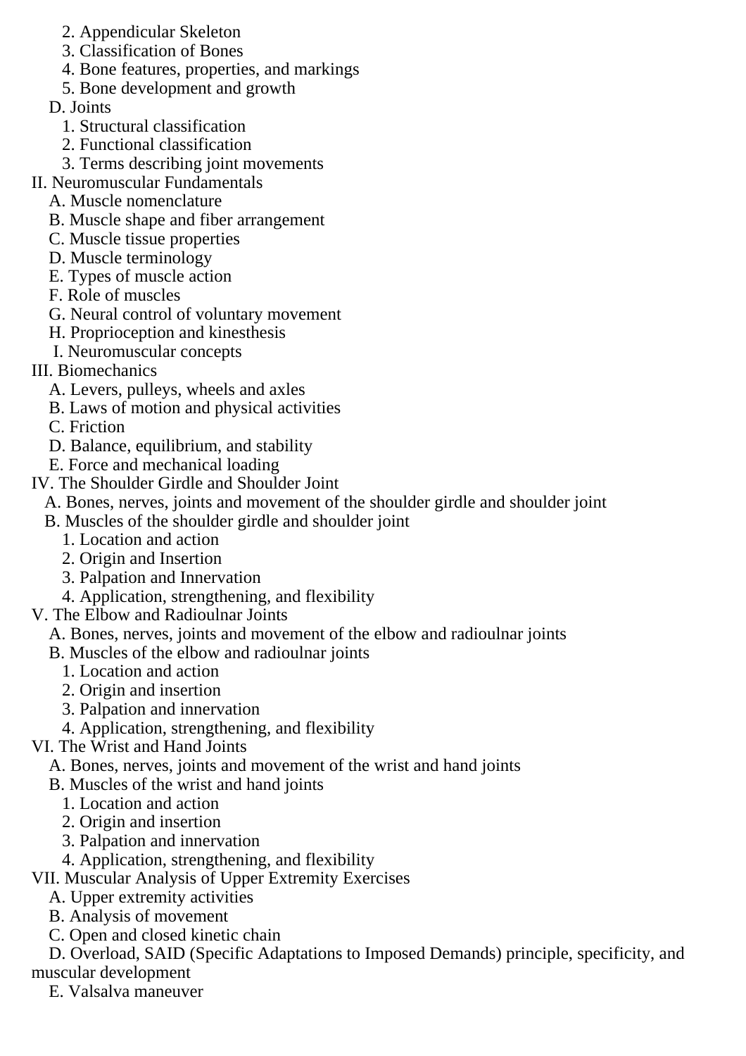2. Appendicular Skeleton
      3. Classification of Bones
      4. Bone features, properties, and markings
      5. Bone development and growth
   D. Joints
      1. Structural classification
      2. Functional classification
      3. Terms describing joint movements

II. Neuromuscular Fundamentals
   A. Muscle nomenclature
   B. Muscle shape and fiber arrangement
   C. Muscle tissue properties
   D. Muscle terminology
   E. Types of muscle action
   F. Role of muscles
   G. Neural control of voluntary movement
   H. Proprioception and kinesthesis
   I. Neuromuscular concepts

III. Biomechanics
   A. Levers, pulleys, wheels and axles
   B. Laws of motion and physical activities
   C. Friction
   D. Balance, equilibrium, and stability
   E. Force and mechanical loading

IV. The Shoulder Girdle and Shoulder Joint
   A. Bones, nerves, joints and movement of the shoulder girdle and shoulder joint
   B. Muscles of the shoulder girdle and shoulder joint
      1. Location and action
      2. Origin and Insertion
      3. Palpation and Innervation
      4. Application, strengthening, and flexibility

V. The Elbow and Radioulnar Joints
   A. Bones, nerves, joints and movement of the elbow and radioulnar joints
   B. Muscles of the elbow and radioulnar joints
      1. Location and action
      2. Origin and insertion
      3. Palpation and innervation
      4. Application, strengthening, and flexibility

VI. The Wrist and Hand Joints
   A. Bones, nerves, joints and movement of the wrist and hand joints
   B. Muscles of the wrist and hand joints
      1. Location and action
      2. Origin and insertion
      3. Palpation and innervation
      4. Application, strengthening, and flexibility

VII. Muscular Analysis of Upper Extremity Exercises
   A. Upper extremity activities
   B. Analysis of movement
   C. Open and closed kinetic chain
   D. Overload, SAID (Specific Adaptations to Imposed Demands) principle, specificity, and muscular development
   E. Valsalva maneuver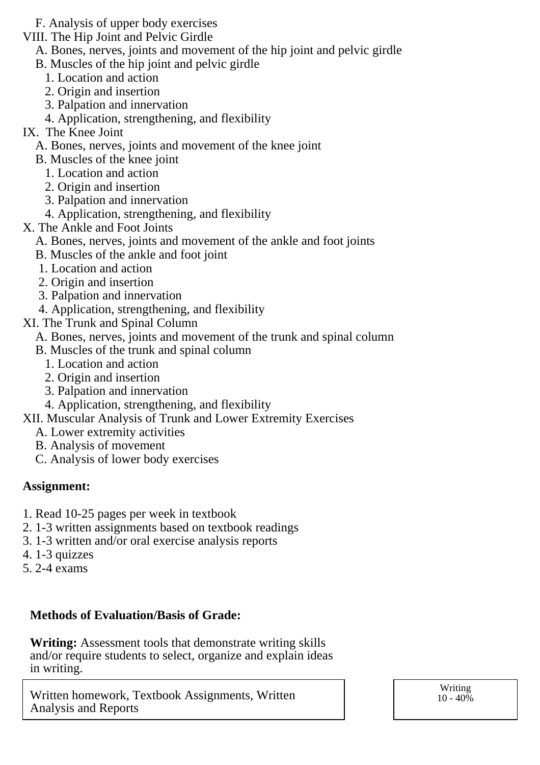F. Analysis of upper body exercises

VIII. The Hip Joint and Pelvic Girdle
   A. Bones, nerves, joints and movement of the hip joint and pelvic girdle
   B. Muscles of the hip joint and pelvic girdle
      1. Location and action
      2. Origin and insertion
      3. Palpation and innervation
      4. Application, strengthening, and flexibility

IX. The Knee Joint
   A. Bones, nerves, joints and movement of the knee joint
   B. Muscles of the knee joint
      1. Location and action
      2. Origin and insertion
      3. Palpation and innervation
      4. Application, strengthening, and flexibility

X. The Ankle and Foot Joints
   A. Bones, nerves, joints and movement of the ankle and foot joints
   B. Muscles of the ankle and foot joint
      1. Location and action
      2. Origin and insertion
      3. Palpation and innervation
      4. Application, strengthening, and flexibility

XI. The Trunk and Spinal Column
   A. Bones, nerves, joints and movement of the trunk and spinal column
   B. Muscles of the trunk and spinal column
      1. Location and action
      2. Origin and insertion
      3. Palpation and innervation
      4. Application, strengthening, and flexibility

XII. Muscular Analysis of Trunk and Lower Extremity Exercises
   A. Lower extremity activities
   B. Analysis of movement
   C. Analysis of lower body exercises

**Assignment:**

1. Read 10-25 pages per week in textbook
2. 1-3 written assignments based on textbook readings
3. 1-3 written and/or oral exercise analysis reports
4. 1-3 quizzes
5. 2-4 exams

**Methods of Evaluation/Basis of Grade:**

**Writing:** Assessment tools that demonstrate writing skills and/or require students to select, organize and explain ideas in writing.

| Written homework, Textbook Assignments, Written Analysis and Reports | Writing 10 - 40% |
|---|---|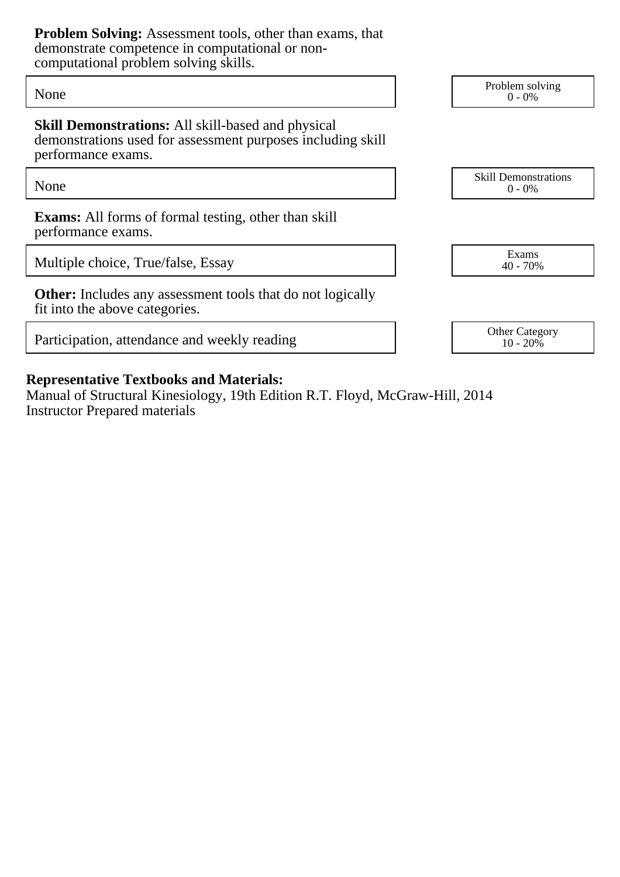**Problem Solving:** Assessment tools, other than exams, that demonstrate competence in computational or non-computational problem solving skills.

| | |
|---|---|
| None | Problem solving<br>0 - 0% |

**Skill Demonstrations:** All skill-based and physical demonstrations used for assessment purposes including skill performance exams.

| | |
|---|---|
| None | Skill Demonstrations<br>0 - 0% |

**Exams:** All forms of formal testing, other than skill performance exams.

| | |
|---|---|
| Multiple choice, True/false, Essay | Exams<br>40 - 70% |

**Other:** Includes any assessment tools that do not logically fit into the above categories.

| | |
|---|---|
| Participation, attendance and weekly reading | Other Category<br>10 - 20% |

**Representative Textbooks and Materials:**
Manual of Structural Kinesiology, 19th Edition R.T. Floyd, McGraw-Hill, 2014
Instructor Prepared materials